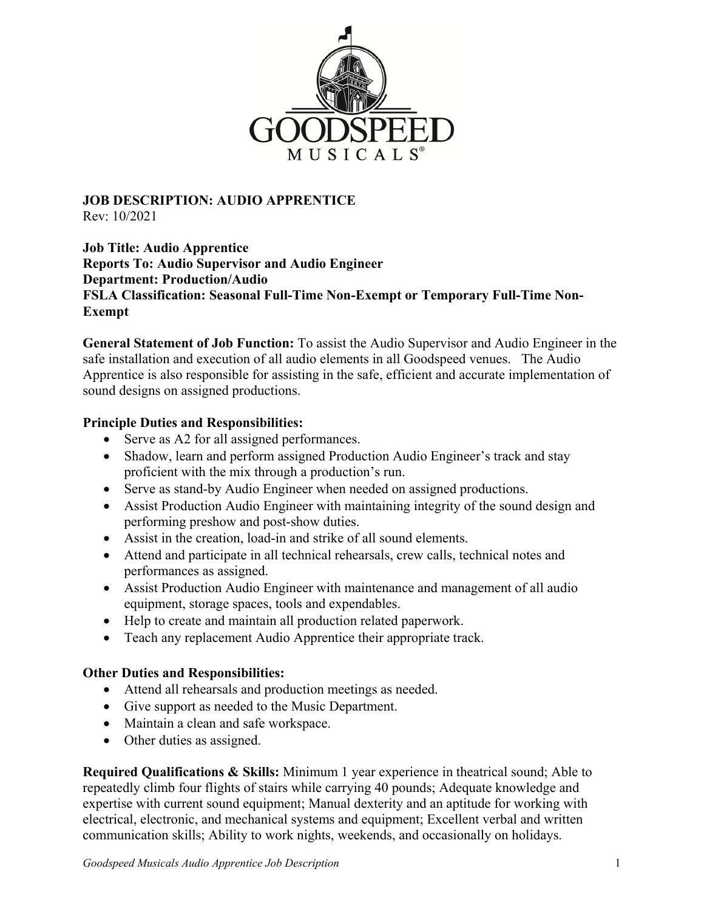GOODSPEED MUSICALS®

**JOB DESCRIPTION: AUDIO APPRENTICE**
Rev: 10/2021

**Job Title: Audio Apprentice**
**Reports To: Audio Supervisor and Audio Engineer**
**Department: Production/Audio**
**FSLA Classification: Seasonal Full-Time Non-Exempt or Temporary Full-Time Non-Exempt**

**General Statement of Job Function:** To assist the Audio Supervisor and Audio Engineer in the safe installation and execution of all audio elements in all Goodspeed venues. The Audio Apprentice is also responsible for assisting in the safe, efficient and accurate implementation of sound designs on assigned productions.

**Principle Duties and Responsibilities:**

- Serve as A2 for all assigned performances.
- Shadow, learn and perform assigned Production Audio Engineer's track and stay proficient with the mix through a production's run.
- Serve as stand-by Audio Engineer when needed on assigned productions.
- Assist Production Audio Engineer with maintaining integrity of the sound design and performing preshow and post-show duties.
- Assist in the creation, load-in and strike of all sound elements.
- Attend and participate in all technical rehearsals, crew calls, technical notes and performances as assigned.
- Assist Production Audio Engineer with maintenance and management of all audio equipment, storage spaces, tools and expendables.
- Help to create and maintain all production related paperwork.
- Teach any replacement Audio Apprentice their appropriate track.

**Other Duties and Responsibilities:**

- Attend all rehearsals and production meetings as needed.
- Give support as needed to the Music Department.
- Maintain a clean and safe workspace.
- Other duties as assigned.

**Required Qualifications & Skills:** Minimum 1 year experience in theatrical sound; Able to repeatedly climb four flights of stairs while carrying 40 pounds; Adequate knowledge and expertise with current sound equipment; Manual dexterity and an aptitude for working with electrical, electronic, and mechanical systems and equipment; Excellent verbal and written communication skills; Ability to work nights, weekends, and occasionally on holidays.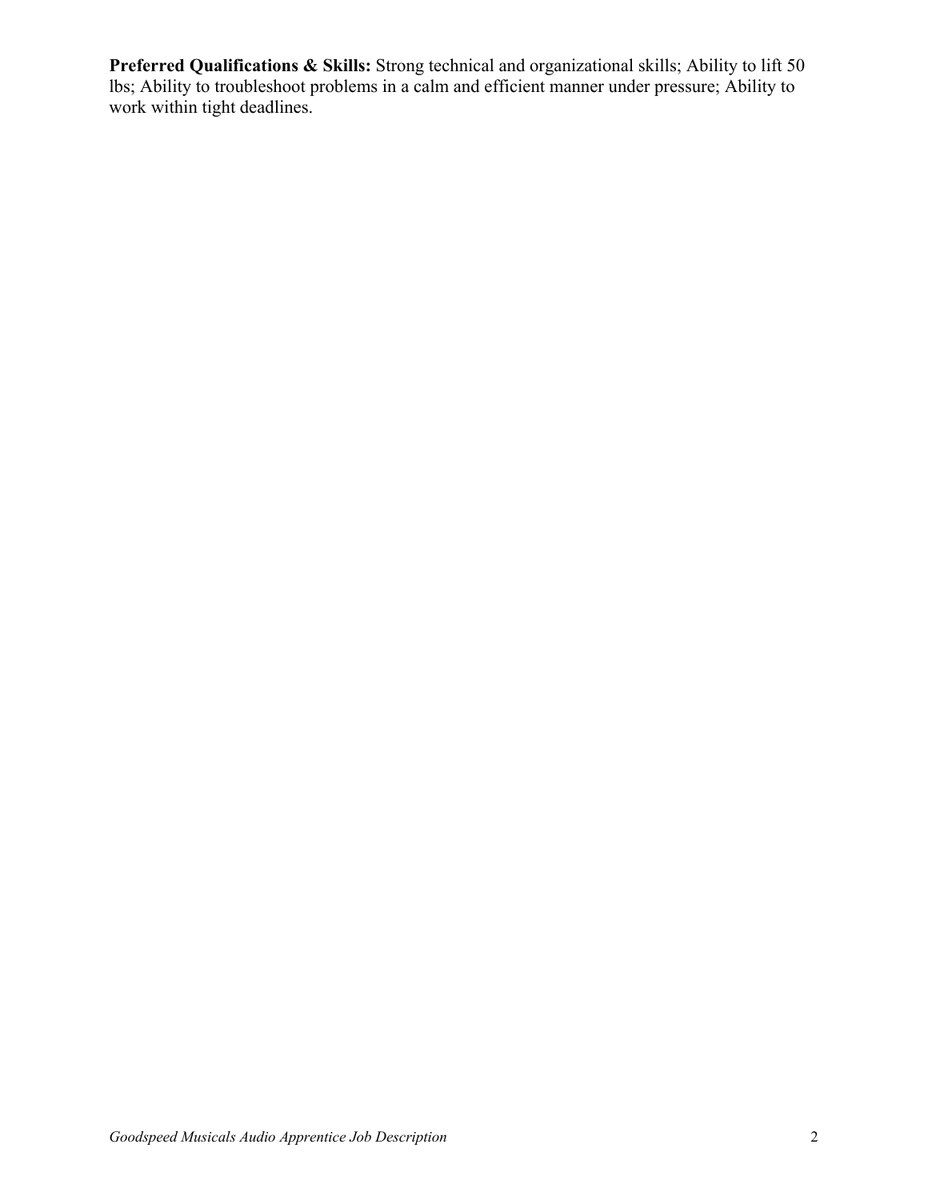**Preferred Qualifications & Skills:** Strong technical and organizational skills; Ability to lift 50 lbs; Ability to troubleshoot problems in a calm and efficient manner under pressure; Ability to work within tight deadlines.